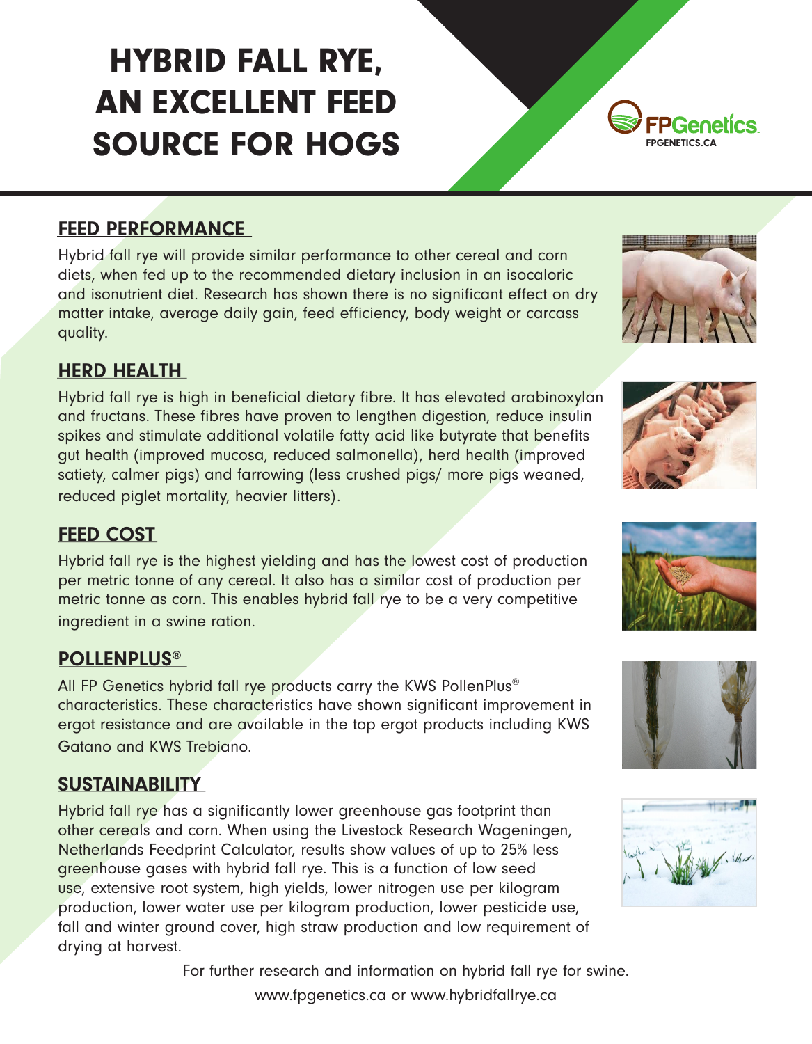# HYBRID FALL RYE, AN EXCELLENT FEED SOURCE FOR HOGS

FPGenetics
FPGENETICS.CA

## FEED PERFORMANCE

Hybrid fall rye will provide similar performance to other cereal and corn diets, when fed up to the recommended dietary inclusion in an isocaloric and isonutrient diet. Research has shown there is no significant effect on dry matter intake, average daily gain, feed efficiency, body weight or carcass quality.

## HERD HEALTH

Hybrid fall rye is high in beneficial dietary fibre. It has elevated arabinoxylan and fructans. These fibres have proven to lengthen digestion, reduce insulin spikes and stimulate additional volatile fatty acid like butyrate that benefits gut health (improved mucosa, reduced salmonella), herd health (improved satiety, calmer pigs) and farrowing (less crushed pigs/ more pigs weaned, reduced piglet mortality, heavier litters).

## FEED COST

Hybrid fall rye is the highest yielding and has the lowest cost of production per metric tonne of any cereal. It also has a similar cost of production per metric tonne as corn. This enables hybrid fall rye to be a very competitive ingredient in a swine ration.

## POLLENPLUS®

All FP Genetics hybrid fall rye products carry the KWS PollenPlus® characteristics. These characteristics have shown significant improvement in ergot resistance and are available in the top ergot products including KWS Gatano and KWS Trebiano.

## SUSTAINABILITY

Hybrid fall rye has a significantly lower greenhouse gas footprint than other cereals and corn. When using the Livestock Research Wageningen, Netherlands Feedprint Calculator, results show values of up to 25% less greenhouse gases with hybrid fall rye. This is a function of low seed use, extensive root system, high yields, lower nitrogen use per kilogram production, lower water use per kilogram production, lower pesticide use, fall and winter ground cover, high straw production and low requirement of drying at harvest.

For further research and information on hybrid fall rye for swine.

www.fpgenetics.ca or www.hybridfallrye.ca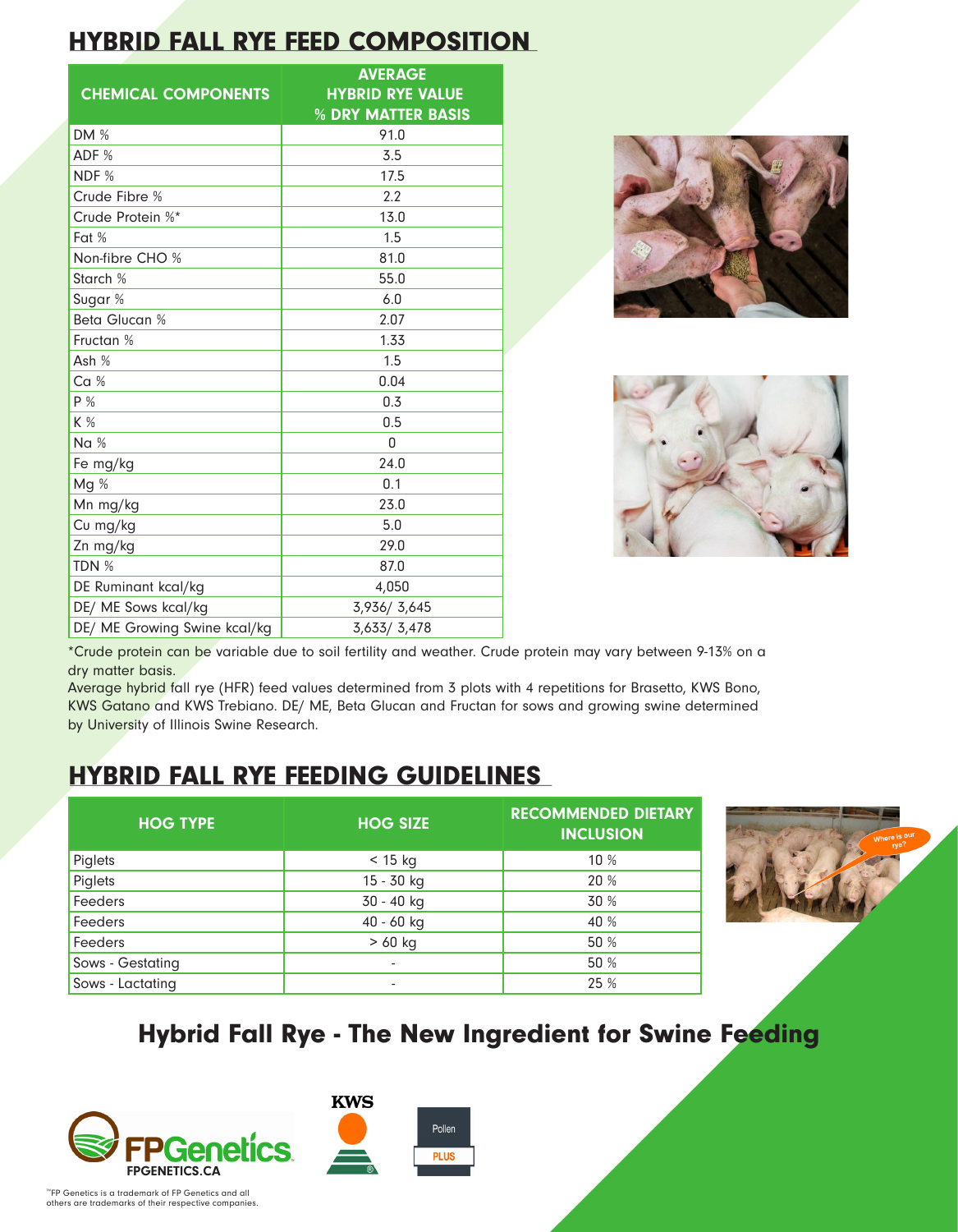## HYBRID FALL RYE FEED COMPOSITION

| CHEMICAL COMPONENTS | AVERAGE HYBRID RYE VALUE % DRY MATTER BASIS |
|---|---|
| DM % | 91.0 |
| ADF % | 3.5 |
| NDF % | 17.5 |
| Crude Fibre % | 2.2 |
| Crude Protein %* | 13.0 |
| Fat % | 1.5 |
| Non-fibre CHO % | 81.0 |
| Starch % | 55.0 |
| Sugar % | 6.0 |
| Beta Glucan % | 2.07 |
| Fructan % | 1.33 |
| Ash % | 1.5 |
| Ca % | 0.04 |
| P % | 0.3 |
| K % | 0.5 |
| Na % | 0 |
| Fe mg/kg | 24.0 |
| Mg % | 0.1 |
| Mn mg/kg | 23.0 |
| Cu mg/kg | 5.0 |
| Zn mg/kg | 29.0 |
| TDN % | 87.0 |
| DE Ruminant kcal/kg | 4,050 |
| DE/ ME Sows kcal/kg | 3,936/ 3,645 |
| DE/ ME Growing Swine kcal/kg | 3,633/ 3,478 |

*Crude protein can be variable due to soil fertility and weather. Crude protein may vary between 9-13% on a dry matter basis.

Average hybrid fall rye (HFR) feed values determined from 3 plots with 4 repetitions for Brasetto, KWS Bono, KWS Gatano and KWS Trebiano. DE/ ME, Beta Glucan and Fructan for sows and growing swine determined by University of Illinois Swine Research.

## HYBRID FALL RYE FEEDING GUIDELINES

| HOG TYPE | HOG SIZE | RECOMMENDED DIETARY INCLUSION |
|---|---|---|
| Piglets | < 15 kg | 10 % |
| Piglets | 15 - 30 kg | 20 % |
| Feeders | 30 - 40 kg | 30 % |
| Feeders | 40 - 60 kg | 40 % |
| Feeders | > 60 kg | 50 % |
| Sows - Gestating | - | 50 % |
| Sows - Lactating | - | 25 % |

## Hybrid Fall Rye - The New Ingredient for Swine Feeding

FPGenetics
FPGENETICS.CA

KWS

Pollen PLUS

™FP Genetics is a trademark of FP Genetics and all others are trademarks of their respective companies.